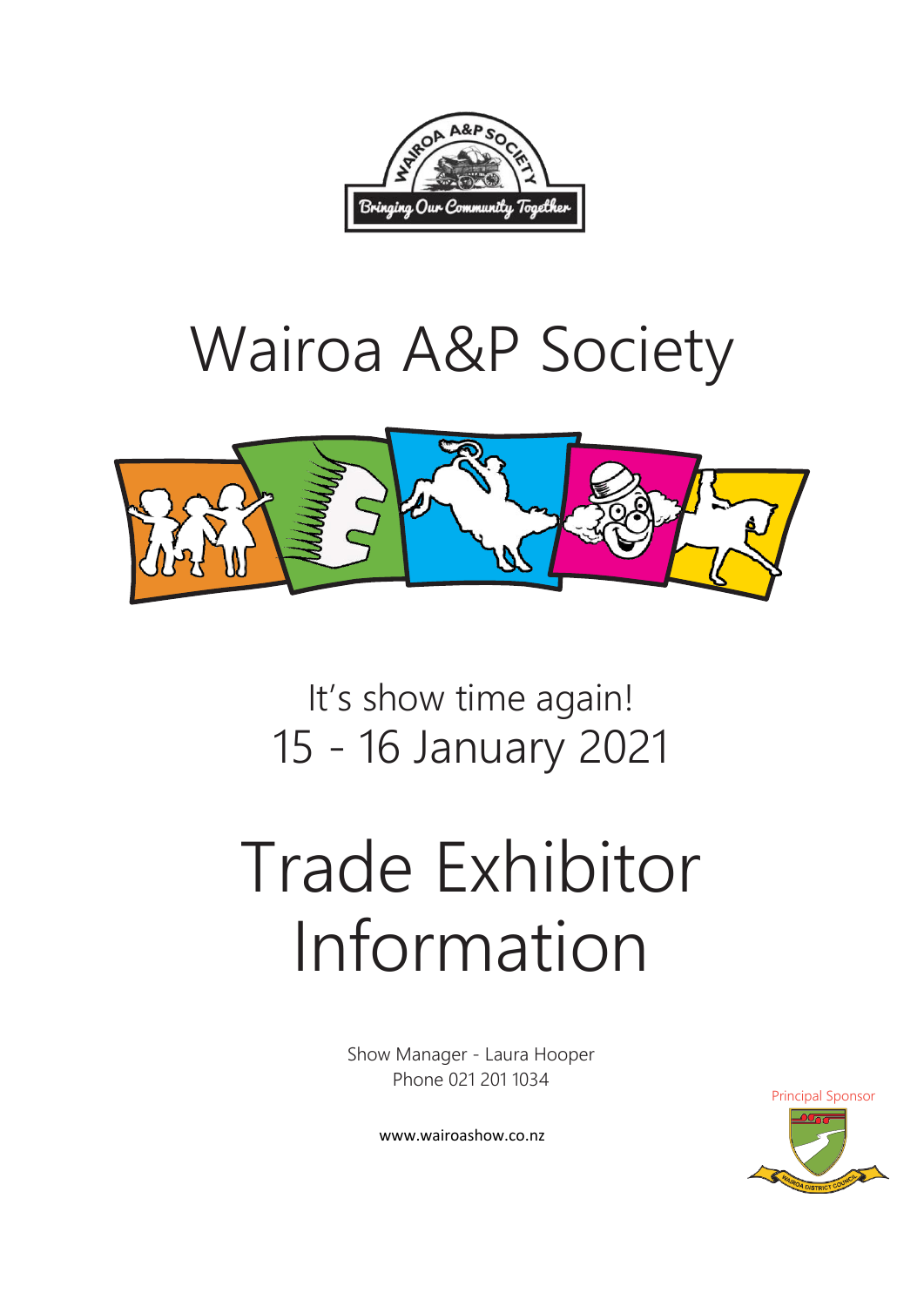# Wairoa A&P Society

It's show time again!
15 - 16 January 2021

# Trade Exhibitor Information

Show Manager - Laura Hooper
Phone 021 201 1034

www.wairoashow.co.nz

Principal Sponsor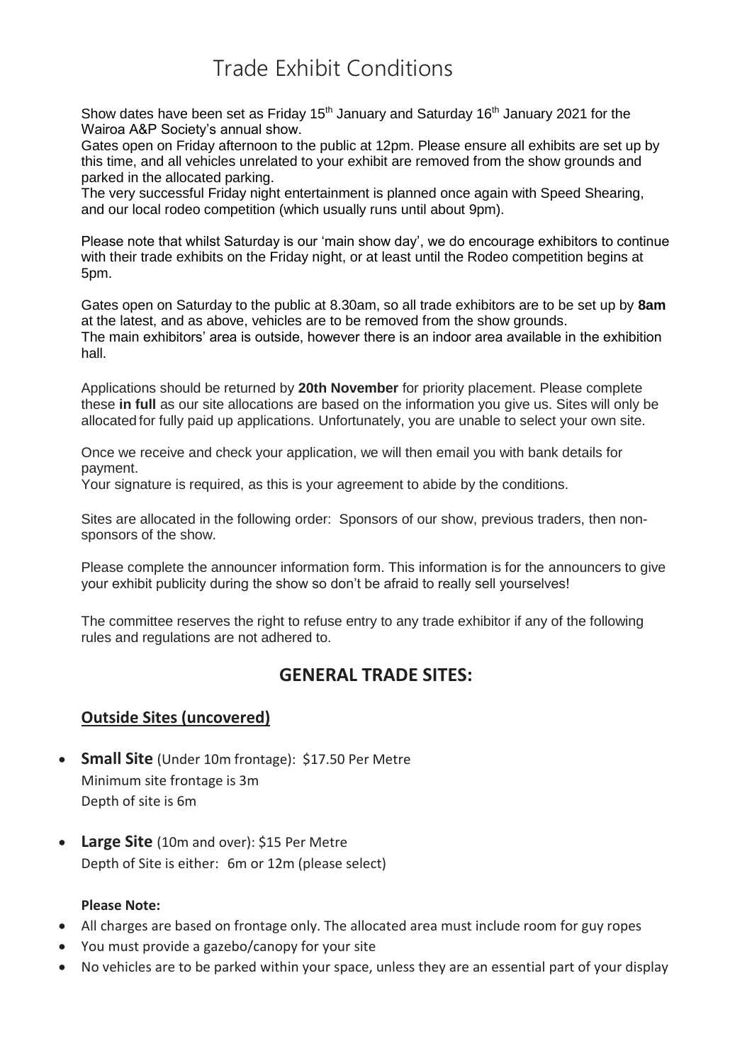# Trade Exhibit Conditions

Show dates have been set as Friday 15th January and Saturday 16th January 2021 for the Wairoa A&P Society's annual show.

Gates open on Friday afternoon to the public at 12pm. Please ensure all exhibits are set up by this time, and all vehicles unrelated to your exhibit are removed from the show grounds and parked in the allocated parking.

The very successful Friday night entertainment is planned once again with Speed Shearing, and our local rodeo competition (which usually runs until about 9pm).

Please note that whilst Saturday is our 'main show day', we do encourage exhibitors to continue with their trade exhibits on the Friday night, or at least until the Rodeo competition begins at 5pm.

Gates open on Saturday to the public at 8.30am, so all trade exhibitors are to be set up by **8am** at the latest, and as above, vehicles are to be removed from the show grounds.

The main exhibitors' area is outside, however there is an indoor area available in the exhibition hall.

Applications should be returned by **20th November** for priority placement. Please complete these **in full** as our site allocations are based on the information you give us. Sites will only be allocated for fully paid up applications. Unfortunately, you are unable to select your own site.

Once we receive and check your application, we will then email you with bank details for payment.

Your signature is required, as this is your agreement to abide by the conditions.

Sites are allocated in the following order: Sponsors of our show, previous traders, then non-sponsors of the show.

Please complete the announcer information form. This information is for the announcers to give your exhibit publicity during the show so don't be afraid to really sell yourselves!

The committee reserves the right to refuse entry to any trade exhibitor if any of the following rules and regulations are not adhered to.

## GENERAL TRADE SITES:

### Outside Sites (uncovered)

- **Small Site** (Under 10m frontage): $17.50 Per Metre
  Minimum site frontage is 3m
  Depth of site is 6m
- **Large Site** (10m and over): $15 Per Metre
  Depth of Site is either: 6m or 12m (please select)

**Please Note:**

- All charges are based on frontage only. The allocated area must include room for guy ropes
- You must provide a gazebo/canopy for your site
- No vehicles are to be parked within your space, unless they are an essential part of your display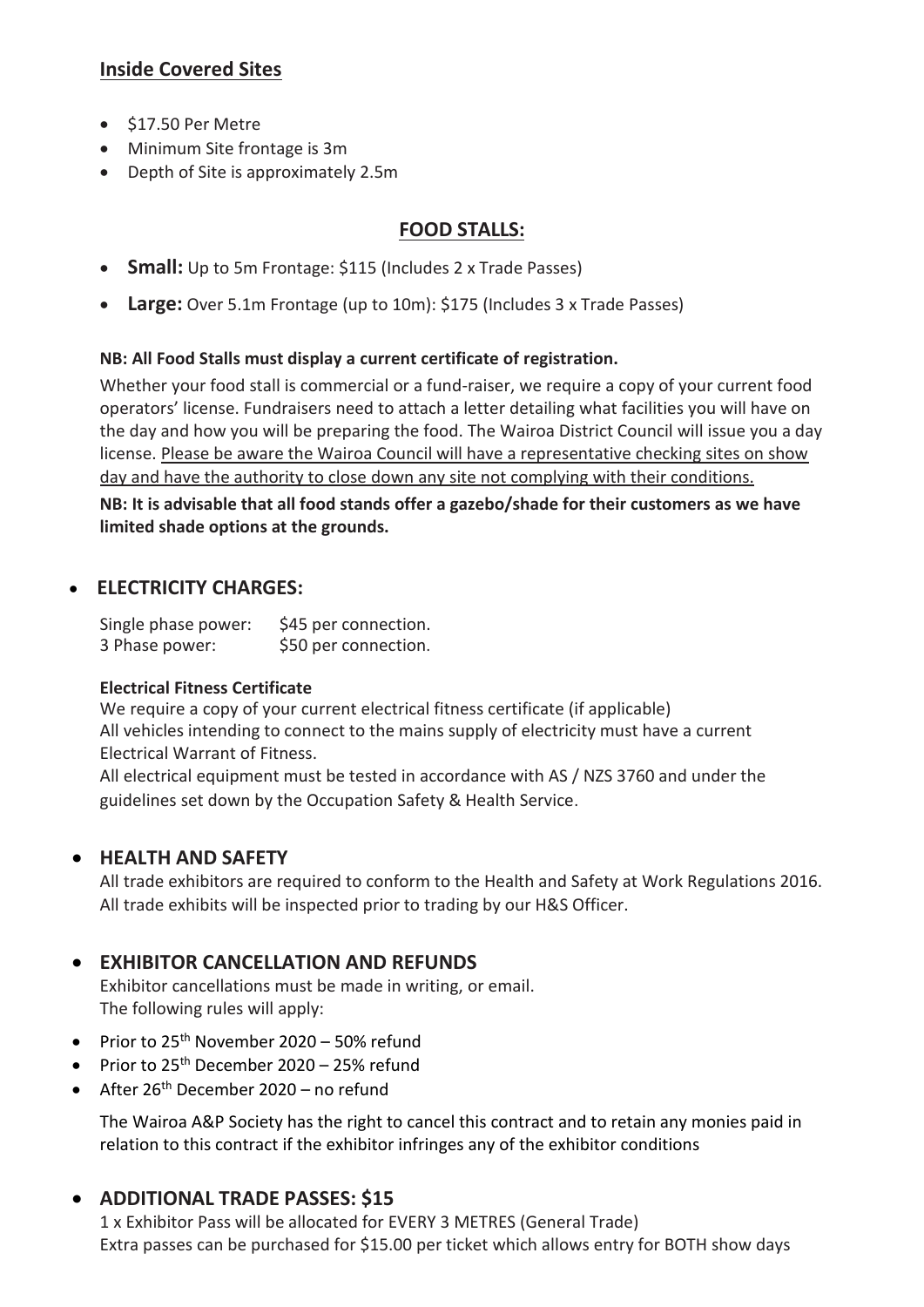## Inside Covered Sites

- $17.50 Per Metre
- Minimum Site frontage is 3m
- Depth of Site is approximately 2.5m

## FOOD STALLS:

- **Small:** Up to 5m Frontage: $115 (Includes 2 x Trade Passes)
- **Large:** Over 5.1m Frontage (up to 10m): $175 (Includes 3 x Trade Passes)

**NB: All Food Stalls must display a current certificate of registration.**

Whether your food stall is commercial or a fund-raiser, we require a copy of your current food operators' license. Fundraisers need to attach a letter detailing what facilities you will have on the day and how you will be preparing the food. The Wairoa District Council will issue you a day license. Please be aware the Wairoa Council will have a representative checking sites on show day and have the authority to close down any site not complying with their conditions.

**NB: It is advisable that all food stands offer a gazebo/shade for their customers as we have limited shade options at the grounds.**

- **ELECTRICITY CHARGES:**

Single phase power: $45 per connection.
3 Phase power: $50 per connection.

**Electrical Fitness Certificate**

We require a copy of your current electrical fitness certificate (if applicable)
All vehicles intending to connect to the mains supply of electricity must have a current Electrical Warrant of Fitness.
All electrical equipment must be tested in accordance with AS / NZS 3760 and under the guidelines set down by the Occupation Safety & Health Service.

- **HEALTH AND SAFETY**

All trade exhibitors are required to conform to the Health and Safety at Work Regulations 2016. All trade exhibits will be inspected prior to trading by our H&S Officer.

- **EXHIBITOR CANCELLATION AND REFUNDS**

Exhibitor cancellations must be made in writing, or email.
The following rules will apply:

- Prior to 25th November 2020 – 50% refund
- Prior to 25th December 2020 – 25% refund
- After 26th December 2020 – no refund

The Wairoa A&P Society has the right to cancel this contract and to retain any monies paid in relation to this contract if the exhibitor infringes any of the exhibitor conditions

- **ADDITIONAL TRADE PASSES: $15**

1 x Exhibitor Pass will be allocated for EVERY 3 METRES (General Trade)
Extra passes can be purchased for $15.00 per ticket which allows entry for BOTH show days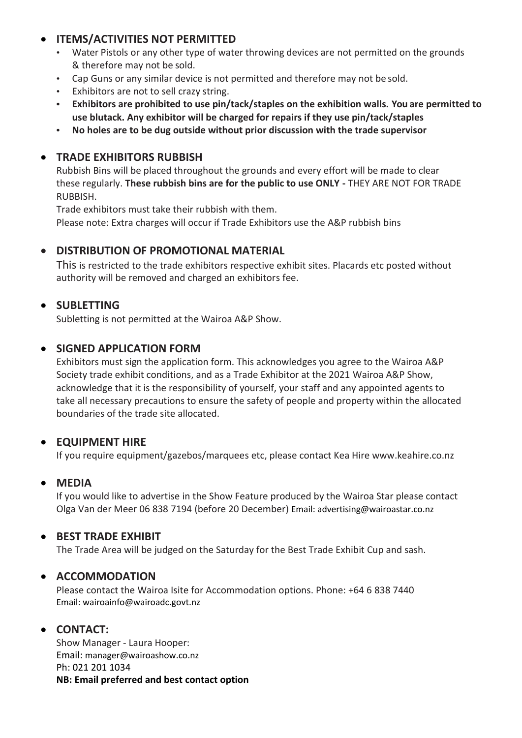- **ITEMS/ACTIVITIES NOT PERMITTED**
  - Water Pistols or any other type of water throwing devices are not permitted on the grounds & therefore may not be sold.
  - Cap Guns or any similar device is not permitted and therefore may not be sold.
  - Exhibitors are not to sell crazy string.
  - **Exhibitors are prohibited to use pin/tack/staples on the exhibition walls. You are permitted to use blutack. Any exhibitor will be charged for repairs if they use pin/tack/staples**
  - **No holes are to be dug outside without prior discussion with the trade supervisor**

- **TRADE EXHIBITORS RUBBISH**

  Rubbish Bins will be placed throughout the grounds and every effort will be made to clear these regularly. **These rubbish bins are for the public to use ONLY -** THEY ARE NOT FOR TRADE RUBBISH.

  Trade exhibitors must take their rubbish with them.

  Please note: Extra charges will occur if Trade Exhibitors use the A&P rubbish bins

- **DISTRIBUTION OF PROMOTIONAL MATERIAL**

  This is restricted to the trade exhibitors respective exhibit sites. Placards etc posted without authority will be removed and charged an exhibitors fee.

- **SUBLETTING**

  Subletting is not permitted at the Wairoa A&P Show.

- **SIGNED APPLICATION FORM**

  Exhibitors must sign the application form. This acknowledges you agree to the Wairoa A&P Society trade exhibit conditions, and as a Trade Exhibitor at the 2021 Wairoa A&P Show, acknowledge that it is the responsibility of yourself, your staff and any appointed agents to take all necessary precautions to ensure the safety of people and property within the allocated boundaries of the trade site allocated.

- **EQUIPMENT HIRE**

  If you require equipment/gazebos/marquees etc, please contact Kea Hire www.keahire.co.nz

- **MEDIA**

  If you would like to advertise in the Show Feature produced by the Wairoa Star please contact Olga Van der Meer 06 838 7194 (before 20 December) Email: advertising@wairoastar.co.nz

- **BEST TRADE EXHIBIT**

  The Trade Area will be judged on the Saturday for the Best Trade Exhibit Cup and sash.

- **ACCOMMODATION**

  Please contact the Wairoa Isite for Accommodation options. Phone: +64 6 838 7440
  Email: wairoainfo@wairoadc.govt.nz

- **CONTACT:**

  Show Manager - Laura Hooper:
  Email: manager@wairoashow.co.nz
  Ph: 021 201 1034
  **NB: Email preferred and best contact option**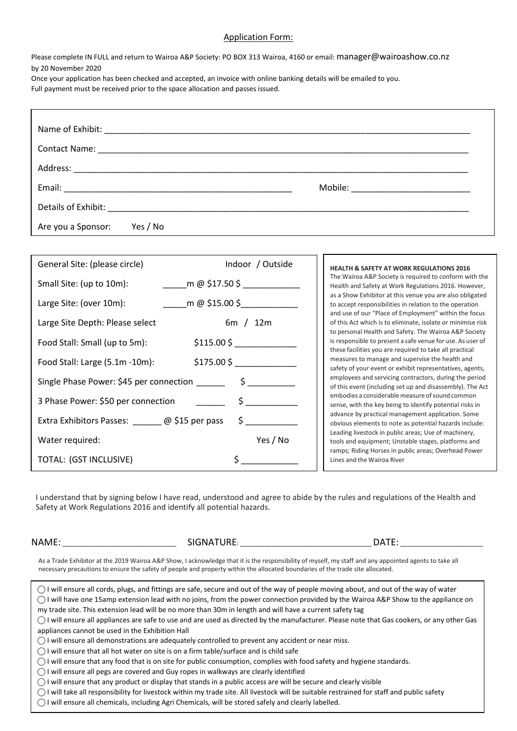## Application Form:

Please complete IN FULL and return to Wairoa A&P Society: PO BOX 313 Wairoa, 4160 or email: manager@wairoashow.co.nz by 20 November 2020

Once your application has been checked and accepted, an invoice with online banking details will be emailed to you.

Full payment must be received prior to the space allocation and passes issued.

Name of Exhibit: ____________________

Contact Name: ____________________

Address: ____________________

Email: ____________________ Mobile: ____________________

Details of Exhibit: ____________________

Are you a Sponsor: Yes / No

| | | |
|---|---|---|
| General Site: (please circle) | Indoor / Outside | |
| Small Site: (up to 10m): | _____m @ $17.50 | $ ____________ |
| Large Site: (over 10m): | _____m @ $15.00 | $ ____________ |
| Large Site Depth: Please select | 6m / 12m | |
| Food Stall: Small (up to 5m): | $115.00 | $ ____________ |
| Food Stall: Large (5.1m -10m): | $175.00 | $ ____________ |
| Single Phase Power: $45 per connection | ______ | $ __________ |
| 3 Phase Power: $50 per connection | ______ | $ ___________ |
| Extra Exhibitors Passes: ______ @ $15 per pass | | $ ___________ |
| Water required: | | Yes / No |
| TOTAL: (GST INCLUSIVE) | | $ ____________ |

**HEALTH & SAFETY AT WORK REGULATIONS 2016**

The Wairoa A&P Society is required to conform with the Health and Safety at Work Regulations 2016. However, as a Show Exhibitor at this venue you are also obligated to accept responsibilities in relation to the operation and use of our "Place of Employment" within the focus of this Act which is to eliminate, isolate or minimise risk to personal Health and Safety. The Wairoa A&P Society is responsible to present a safe venue for use. As user of these facilities you are required to take all practical measures to manage and supervise the health and safety of your event or exhibit representatives, agents, employees and servicing contractors, during the period of this event (including set up and disassembly). The Act embodies a considerable measure of sound common sense, with the key being to identify potential risks in advance by practical management application. Some obvious elements to note as potential hazards include: Leading livestock in public areas; Use of machinery, tools and equipment; Unstable stages, platforms and ramps; Riding Horses in public areas; Overhead Power Lines and the Wairoa River

I understand that by signing below I have read, understood and agree to abide by the rules and regulations of the Health and Safety at Work Regulations 2016 and identify all potential hazards.

NAME: ______________________ SIGNATURE: ________________________ DATE: ________________

As a Trade Exhibitor at the 2019 Wairoa A&P Show, I acknowledge that it is the responsibility of myself, my staff and any appointed agents to take all necessary precautions to ensure the safety of people and property within the allocated boundaries of the trade site allocated.

- ◯ I will ensure all cords, plugs, and fittings are safe, secure and out of the way of people moving about, and out of the way of water
- ◯ I will have one 15amp extension lead with no joins, from the power connection provided by the Wairoa A&P Show to the appliance on my trade site. This extension lead will be no more than 30m in length and will have a current safety tag
- ◯ I will ensure all appliances are safe to use and are used as directed by the manufacturer. Please note that Gas cookers, or any other Gas appliances cannot be used in the Exhibition Hall
- ◯ I will ensure all demonstrations are adequately controlled to prevent any accident or near miss.
- ◯ I will ensure that all hot water on site is on a firm table/surface and is child safe
- ◯ I will ensure that any food that is on site for public consumption, complies with food safety and hygiene standards.
- ◯ I will ensure all pegs are covered and Guy ropes in walkways are clearly identified
- ◯ I will ensure that any product or display that stands in a public access are will be secure and clearly visible
- ◯ I will take all responsibility for livestock within my trade site. All livestock will be suitable restrained for staff and public safety
- ◯ I will ensure all chemicals, including Agri Chemicals, will be stored safely and clearly labelled.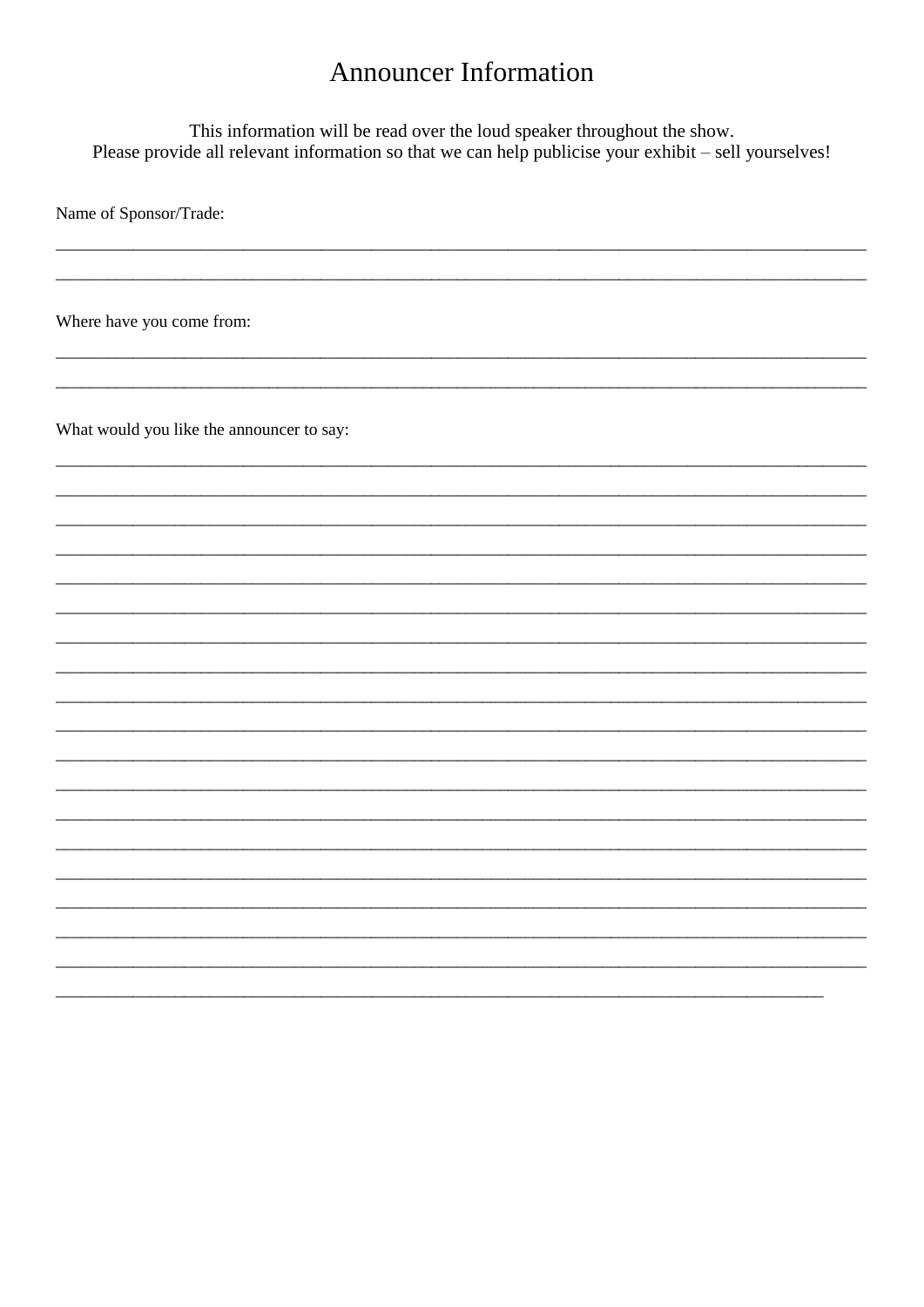# Announcer Information

This information will be read over the loud speaker throughout the show.
Please provide all relevant information so that we can help publicise your exhibit – sell yourselves!

Name of Sponsor/Trade:

______________________________________________________________________________

______________________________________________________________________________

Where have you come from:

______________________________________________________________________________

______________________________________________________________________________

What would you like the announcer to say:

______________________________________________________________________________

______________________________________________________________________________

______________________________________________________________________________

______________________________________________________________________________

______________________________________________________________________________

______________________________________________________________________________

______________________________________________________________________________

______________________________________________________________________________

______________________________________________________________________________

______________________________________________________________________________

______________________________________________________________________________

______________________________________________________________________________

______________________________________________________________________________

______________________________________________________________________________

______________________________________________________________________________

______________________________________________________________________________

______________________________________________________________________________

______________________________________________________________________________

__________________________________________________________________________